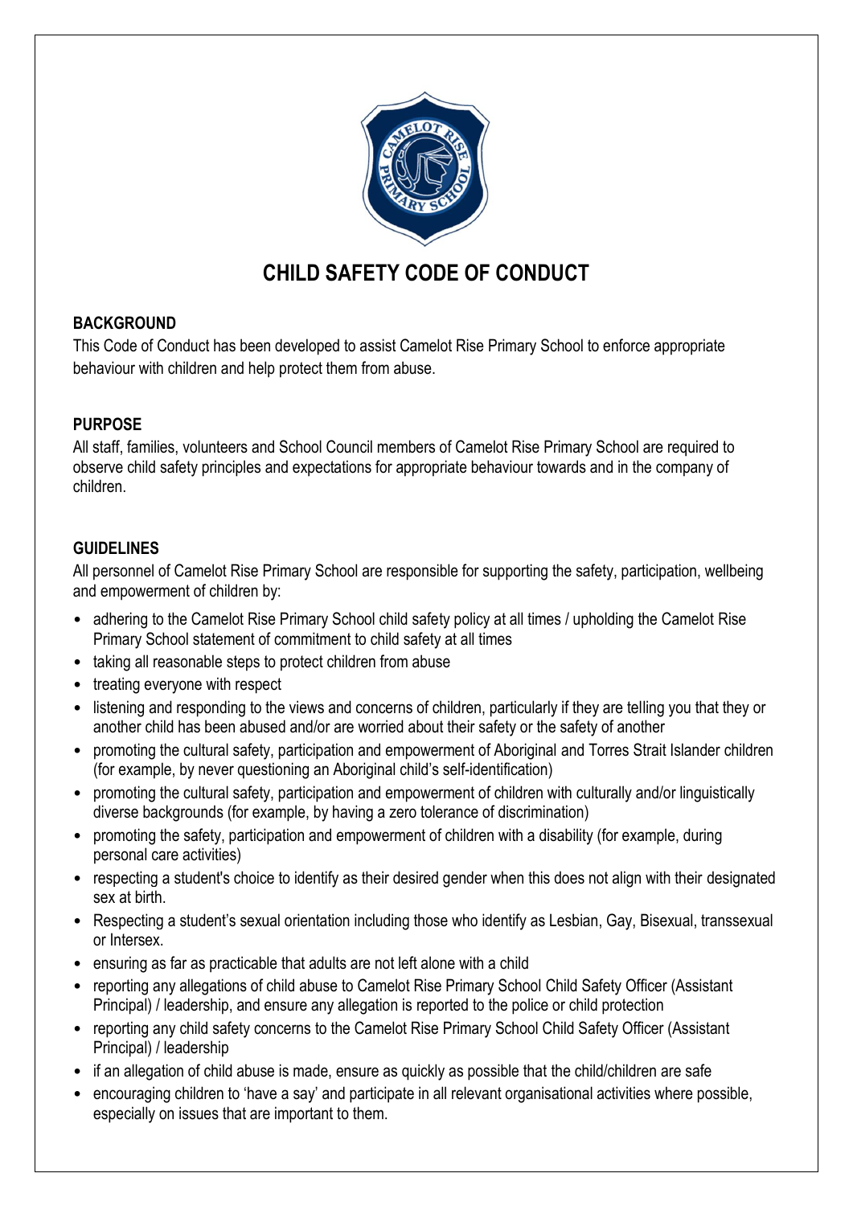# CHILD SAFETY CODE OF CONDUCT

## BACKGROUND

This Code of Conduct has been developed to assist Camelot Rise Primary School to enforce appropriate behaviour with children and help protect them from abuse.

## PURPOSE

All staff, families, volunteers and School Council members of Camelot Rise Primary School are required to observe child safety principles and expectations for appropriate behaviour towards and in the company of children.

## GUIDELINES

All personnel of Camelot Rise Primary School are responsible for supporting the safety, participation, wellbeing and empowerment of children by:

- adhering to the Camelot Rise Primary School child safety policy at all times / upholding the Camelot Rise Primary School statement of commitment to child safety at all times
- taking all reasonable steps to protect children from abuse
- treating everyone with respect
- listening and responding to the views and concerns of children, particularly if they are telling you that they or another child has been abused and/or are worried about their safety or the safety of another
- promoting the cultural safety, participation and empowerment of Aboriginal and Torres Strait Islander children (for example, by never questioning an Aboriginal child's self-identification)
- promoting the cultural safety, participation and empowerment of children with culturally and/or linguistically diverse backgrounds (for example, by having a zero tolerance of discrimination)
- promoting the safety, participation and empowerment of children with a disability (for example, during personal care activities)
- respecting a student's choice to identify as their desired gender when this does not align with their designated sex at birth.
- Respecting a student's sexual orientation including those who identify as Lesbian, Gay, Bisexual, transsexual or Intersex.
- ensuring as far as practicable that adults are not left alone with a child
- reporting any allegations of child abuse to Camelot Rise Primary School Child Safety Officer (Assistant Principal) / leadership, and ensure any allegation is reported to the police or child protection
- reporting any child safety concerns to the Camelot Rise Primary School Child Safety Officer (Assistant Principal) / leadership
- if an allegation of child abuse is made, ensure as quickly as possible that the child/children are safe
- encouraging children to 'have a say' and participate in all relevant organisational activities where possible, especially on issues that are important to them.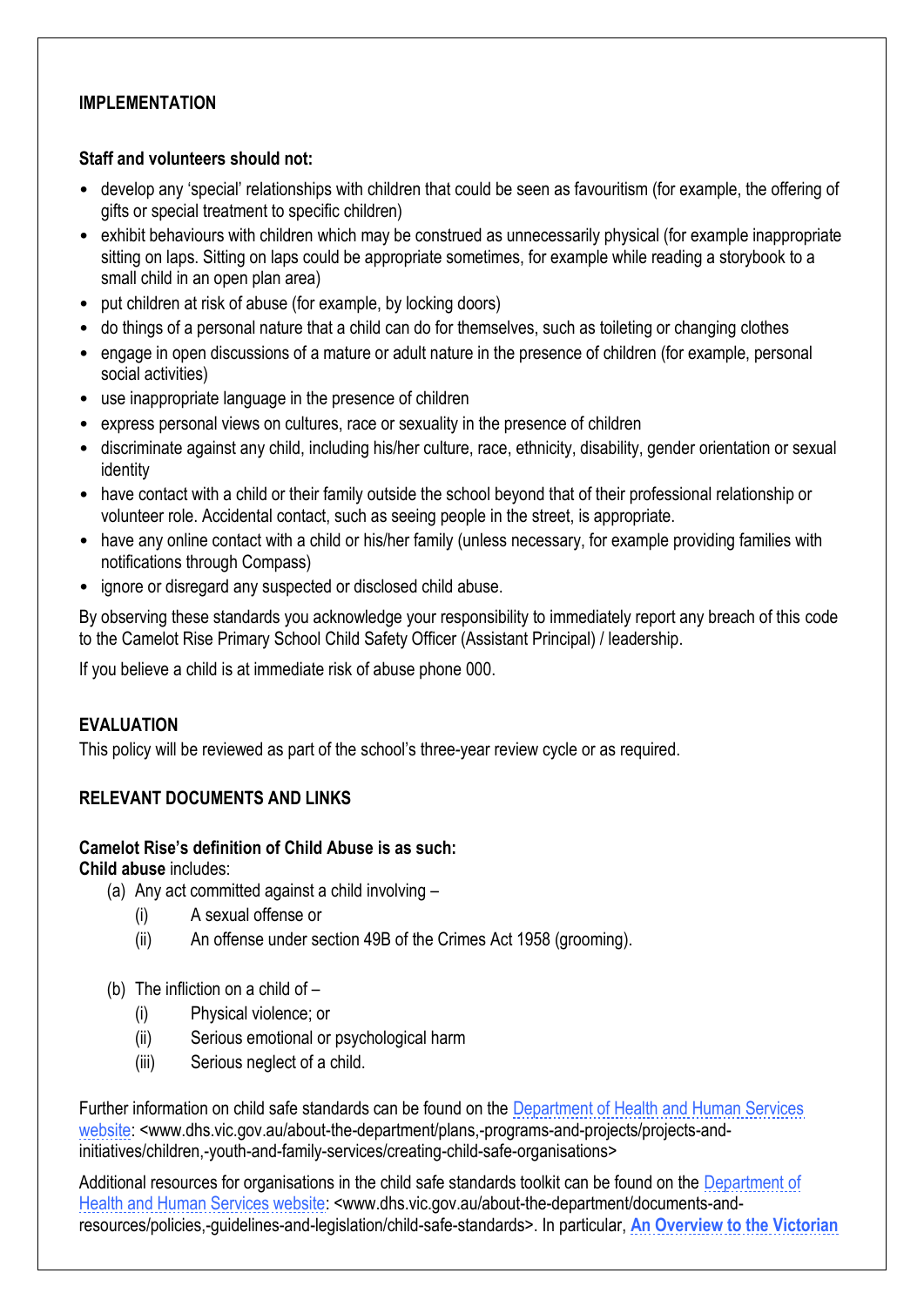**IMPLEMENTATION**

**Staff and volunteers should not:**

- develop any 'special' relationships with children that could be seen as favouritism (for example, the offering of gifts or special treatment to specific children)
- exhibit behaviours with children which may be construed as unnecessarily physical (for example inappropriate sitting on laps. Sitting on laps could be appropriate sometimes, for example while reading a storybook to a small child in an open plan area)
- put children at risk of abuse (for example, by locking doors)
- do things of a personal nature that a child can do for themselves, such as toileting or changing clothes
- engage in open discussions of a mature or adult nature in the presence of children (for example, personal social activities)
- use inappropriate language in the presence of children
- express personal views on cultures, race or sexuality in the presence of children
- discriminate against any child, including his/her culture, race, ethnicity, disability, gender orientation or sexual identity
- have contact with a child or their family outside the school beyond that of their professional relationship or volunteer role. Accidental contact, such as seeing people in the street, is appropriate.
- have any online contact with a child or his/her family (unless necessary, for example providing families with notifications through Compass)
- ignore or disregard any suspected or disclosed child abuse.

By observing these standards you acknowledge your responsibility to immediately report any breach of this code to the Camelot Rise Primary School Child Safety Officer (Assistant Principal) / leadership.

If you believe a child is at immediate risk of abuse phone 000.

**EVALUATION**

This policy will be reviewed as part of the school's three-year review cycle or as required.

**RELEVANT DOCUMENTS AND LINKS**

**Camelot Rise's definition of Child Abuse is as such:**

**Child abuse** includes:

(a) Any act committed against a child involving –

  (i) A sexual offense or

  (ii) An offense under section 49B of the Crimes Act 1958 (grooming).

(b) The infliction on a child of –

  (i) Physical violence; or

  (ii) Serious emotional or psychological harm

  (iii) Serious neglect of a child.

Further information on child safe standards can be found on the Department of Health and Human Services website: <www.dhs.vic.gov.au/about-the-department/plans,-programs-and-projects/projects-and-initiatives/children,-youth-and-family-services/creating-child-safe-organisations>

Additional resources for organisations in the child safe standards toolkit can be found on the Department of Health and Human Services website: <www.dhs.vic.gov.au/about-the-department/documents-and-resources/policies,-guidelines-and-legislation/child-safe-standards>. In particular, **An Overview to the Victorian**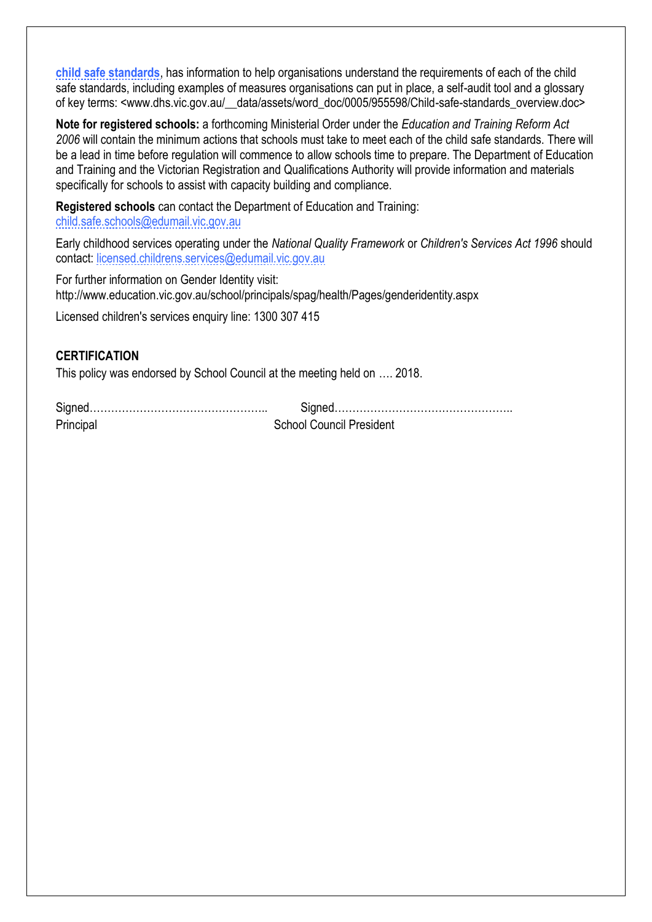**child safe standards**, has information to help organisations understand the requirements of each of the child safe standards, including examples of measures organisations can put in place, a self-audit tool and a glossary of key terms: <www.dhs.vic.gov.au/__data/assets/word_doc/0005/955598/Child-safe-standards_overview.doc>

**Note for registered schools:** a forthcoming Ministerial Order under the *Education and Training Reform Act 2006* will contain the minimum actions that schools must take to meet each of the child safe standards. There will be a lead in time before regulation will commence to allow schools time to prepare. The Department of Education and Training and the Victorian Registration and Qualifications Authority will provide information and materials specifically for schools to assist with capacity building and compliance.

**Registered schools** can contact the Department of Education and Training: child.safe.schools@edumail.vic.gov.au

Early childhood services operating under the *National Quality Framework* or *Children's Services Act 1996* should contact: licensed.childrens.services@edumail.vic.gov.au

For further information on Gender Identity visit:
http://www.education.vic.gov.au/school/principals/spag/health/Pages/genderidentity.aspx

Licensed children's services enquiry line: 1300 307 415

**CERTIFICATION**

This policy was endorsed by School Council at the meeting held on …. 2018.

Signed………………………………………….. Signed…………………………………………..
Principal School Council President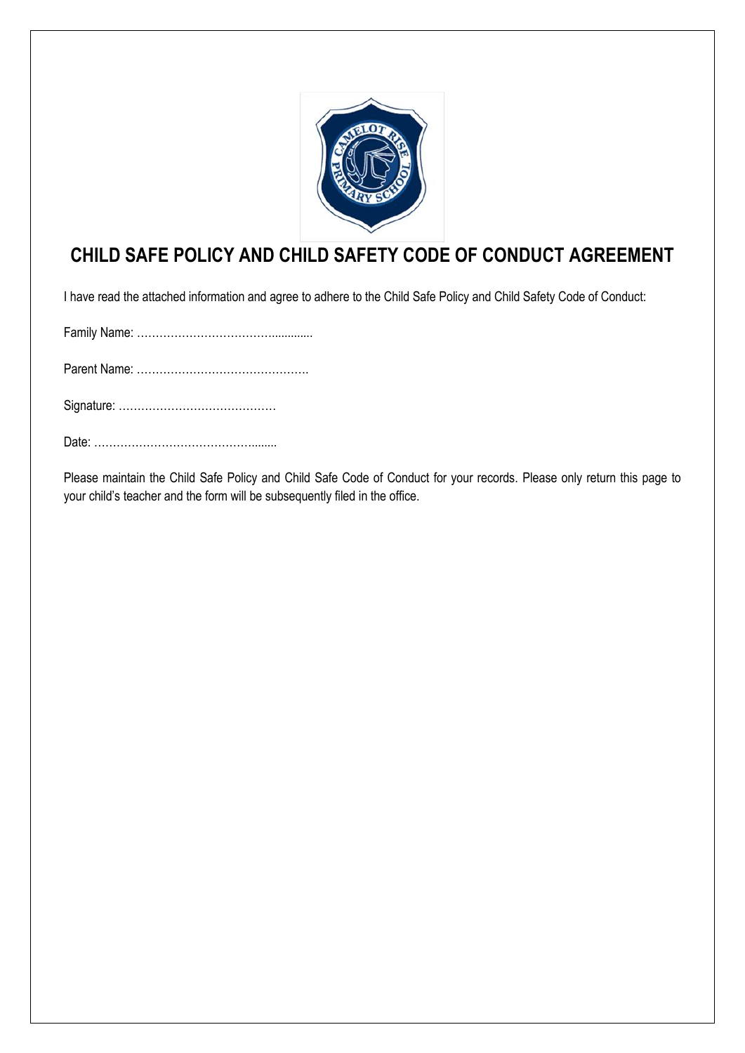# CHILD SAFE POLICY AND CHILD SAFETY CODE OF CONDUCT AGREEMENT

I have read the attached information and agree to adhere to the Child Safe Policy and Child Safety Code of Conduct:

Family Name: ……………………………….............

Parent Name: ……………………………………….

Signature: ……………………………………

Date: ………………………………………........

Please maintain the Child Safe Policy and Child Safe Code of Conduct for your records. Please only return this page to your child's teacher and the form will be subsequently filed in the office.